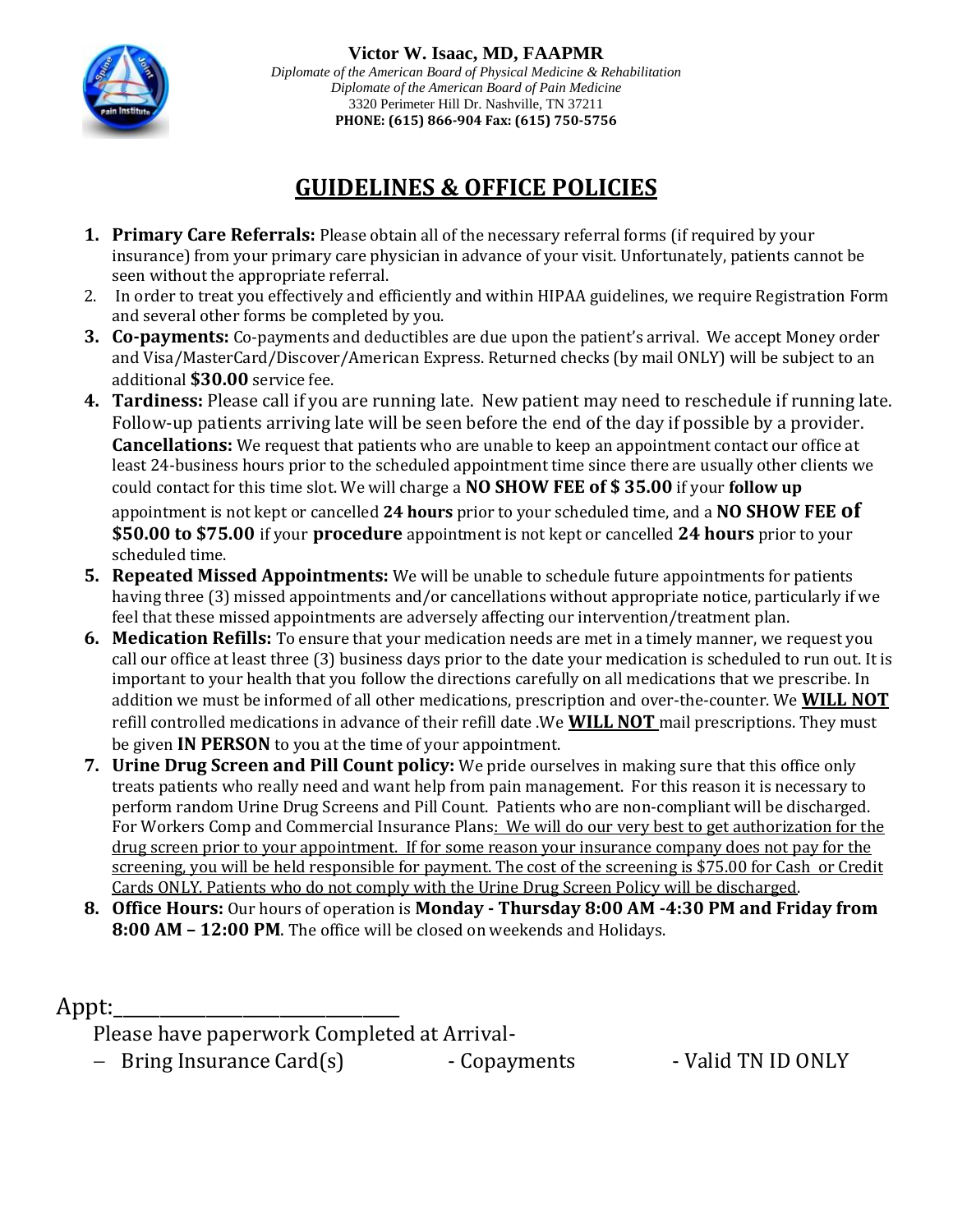**Victor W. Isaac, MD, FAAPMR**
*Diplomate of the American Board of Physical Medicine & Rehabilitation*
*Diplomate of the American Board of Pain Medicine*
3320 Perimeter Hill Dr. Nashville, TN 37211
**PHONE: (615) 866-904 Fax: (615) 750-5756**

# GUIDELINES & OFFICE POLICIES

1. **Primary Care Referrals:** Please obtain all of the necessary referral forms (if required by your insurance) from your primary care physician in advance of your visit. Unfortunately, patients cannot be seen without the appropriate referral.
2. In order to treat you effectively and efficiently and within HIPAA guidelines, we require Registration Form and several other forms be completed by you.
3. **Co-payments:** Co-payments and deductibles are due upon the patient's arrival. We accept Money order and Visa/MasterCard/Discover/American Express. Returned checks (by mail ONLY) will be subject to an additional **$30.00** service fee.
4. **Tardiness:** Please call if you are running late. New patient may need to reschedule if running late. Follow-up patients arriving late will be seen before the end of the day if possible by a provider.
   **Cancellations:** We request that patients who are unable to keep an appointment contact our office at least 24-business hours prior to the scheduled appointment time since there are usually other clients we could contact for this time slot. We will charge a **NO SHOW FEE of $ 35.00** if your **follow up** appointment is not kept or cancelled **24 hours** prior to your scheduled time, and a **NO SHOW FEE of $50.00 to $75.00** if your **procedure** appointment is not kept or cancelled **24 hours** prior to your scheduled time.
5. **Repeated Missed Appointments:** We will be unable to schedule future appointments for patients having three (3) missed appointments and/or cancellations without appropriate notice, particularly if we feel that these missed appointments are adversely affecting our intervention/treatment plan.
6. **Medication Refills:** To ensure that your medication needs are met in a timely manner, we request you call our office at least three (3) business days prior to the date your medication is scheduled to run out. It is important to your health that you follow the directions carefully on all medications that we prescribe. In addition we must be informed of all other medications, prescription and over-the-counter. We **WILL NOT** refill controlled medications in advance of their refill date .We **WILL NOT** mail prescriptions. They must be given **IN PERSON** to you at the time of your appointment.
7. **Urine Drug Screen and Pill Count policy:** We pride ourselves in making sure that this office only treats patients who really need and want help from pain management. For this reason it is necessary to perform random Urine Drug Screens and Pill Count. Patients who are non-compliant will be discharged. For Workers Comp and Commercial Insurance Plans: We will do our very best to get authorization for the drug screen prior to your appointment. If for some reason your insurance company does not pay for the screening, you will be held responsible for payment. The cost of the screening is $75.00 for Cash or Credit Cards ONLY. Patients who do not comply with the Urine Drug Screen Policy will be discharged.
8. **Office Hours:** Our hours of operation is **Monday - Thursday 8:00 AM -4:30 PM and Friday from 8:00 AM – 12:00 PM**. The office will be closed on weekends and Holidays.

Appt:______________________________

Please have paperwork Completed at Arrival-

- Bring Insurance Card(s) - Copayments - Valid TN ID ONLY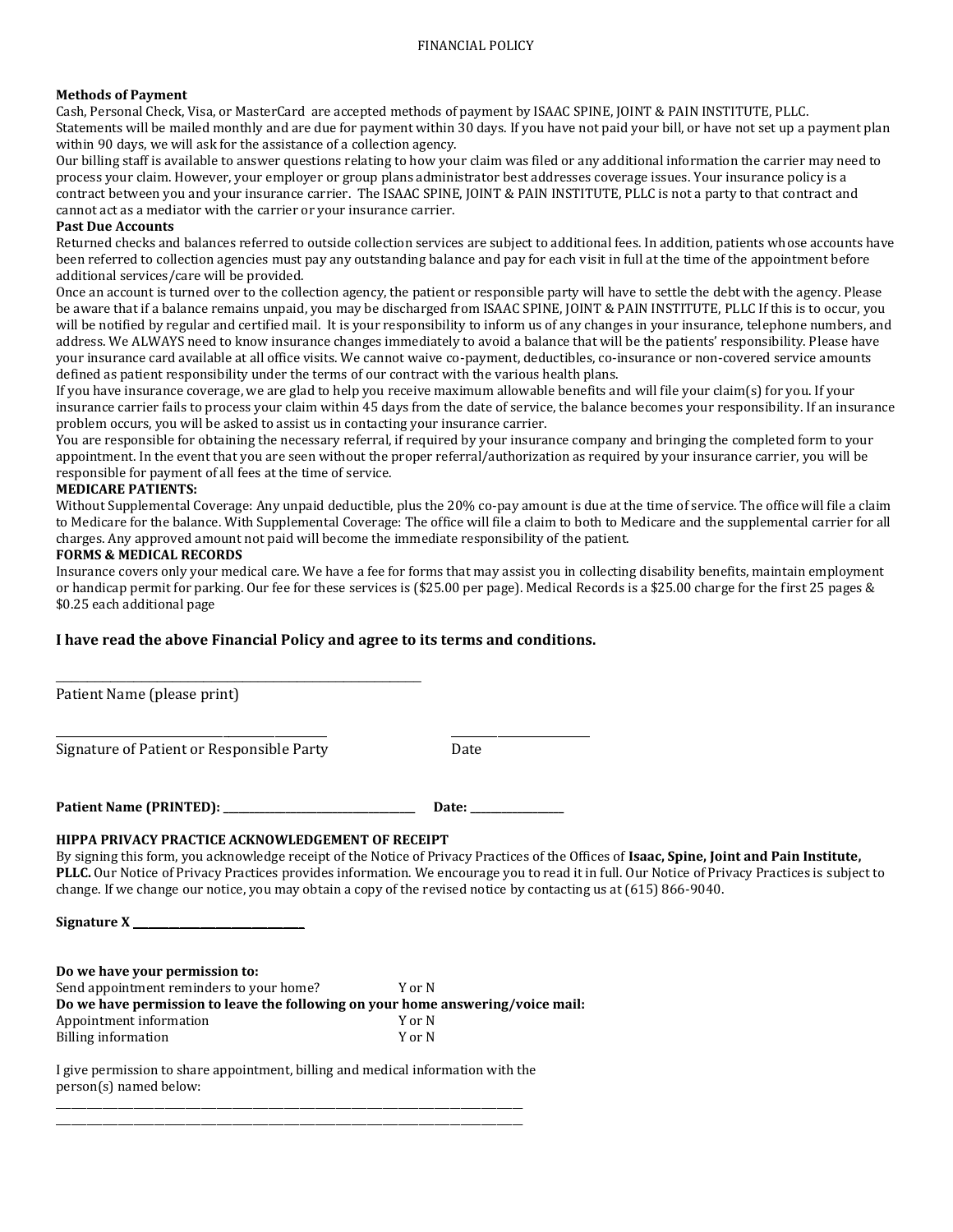FINANCIAL POLICY

**Methods of Payment**

Cash, Personal Check, Visa, or MasterCard are accepted methods of payment by ISAAC SPINE, JOINT & PAIN INSTITUTE, PLLC. Statements will be mailed monthly and are due for payment within 30 days. If you have not paid your bill, or have not set up a payment plan within 90 days, we will ask for the assistance of a collection agency.

Our billing staff is available to answer questions relating to how your claim was filed or any additional information the carrier may need to process your claim. However, your employer or group plans administrator best addresses coverage issues. Your insurance policy is a contract between you and your insurance carrier. The ISAAC SPINE, JOINT & PAIN INSTITUTE, PLLC is not a party to that contract and cannot act as a mediator with the carrier or your insurance carrier.

**Past Due Accounts**

Returned checks and balances referred to outside collection services are subject to additional fees. In addition, patients whose accounts have been referred to collection agencies must pay any outstanding balance and pay for each visit in full at the time of the appointment before additional services/care will be provided.

Once an account is turned over to the collection agency, the patient or responsible party will have to settle the debt with the agency. Please be aware that if a balance remains unpaid, you may be discharged from ISAAC SPINE, JOINT & PAIN INSTITUTE, PLLC If this is to occur, you will be notified by regular and certified mail. It is your responsibility to inform us of any changes in your insurance, telephone numbers, and address. We ALWAYS need to know insurance changes immediately to avoid a balance that will be the patients' responsibility. Please have your insurance card available at all office visits. We cannot waive co-payment, deductibles, co-insurance or non-covered service amounts defined as patient responsibility under the terms of our contract with the various health plans.

If you have insurance coverage, we are glad to help you receive maximum allowable benefits and will file your claim(s) for you. If your insurance carrier fails to process your claim within 45 days from the date of service, the balance becomes your responsibility. If an insurance problem occurs, you will be asked to assist us in contacting your insurance carrier.

You are responsible for obtaining the necessary referral, if required by your insurance company and bringing the completed form to your appointment. In the event that you are seen without the proper referral/authorization as required by your insurance carrier, you will be responsible for payment of all fees at the time of service.

**MEDICARE PATIENTS:**

Without Supplemental Coverage: Any unpaid deductible, plus the 20% co-pay amount is due at the time of service. The office will file a claim to Medicare for the balance. With Supplemental Coverage: The office will file a claim to both to Medicare and the supplemental carrier for all charges. Any approved amount not paid will become the immediate responsibility of the patient.

**FORMS & MEDICAL RECORDS**

Insurance covers only your medical care. We have a fee for forms that may assist you in collecting disability benefits, maintain employment or handicap permit for parking. Our fee for these services is ($25.00 per page). Medical Records is a $25.00 charge for the first 25 pages & $0.25 each additional page

**I have read the above Financial Policy and agree to its terms and conditions.**

\_\_\_\_\_\_\_\_\_\_\_\_\_\_\_\_\_\_\_\_\_\_\_\_\_\_\_\_\_\_\_\_\_\_\_\_\_\_\_\_\_\_\_\_

Patient Name (please print)

\_\_\_\_\_\_\_\_\_\_\_\_\_\_\_\_\_\_\_\_\_\_\_\_\_\_\_\_\_\_\_\_\_\_\_\_ \_\_\_\_\_\_\_\_\_\_\_\_\_\_\_\_\_\_

Signature of Patient or Responsible Party Date

**Patient Name (PRINTED): \_\_\_\_\_\_\_\_\_\_\_\_\_\_\_\_\_\_\_\_\_\_\_\_\_\_ Date: \_\_\_\_\_\_\_\_\_\_\_\_**

**HIPPA PRIVACY PRACTICE ACKNOWLEDGEMENT OF RECEIPT**

By signing this form, you acknowledge receipt of the Notice of Privacy Practices of the Offices of **Isaac, Spine, Joint and Pain Institute, PLLC.** Our Notice of Privacy Practices provides information. We encourage you to read it in full. Our Notice of Privacy Practices is subject to change. If we change our notice, you may obtain a copy of the revised notice by contacting us at (615) 866-9040.

**Signature X \_\_\_\_\_\_\_\_\_\_\_\_\_\_\_\_\_\_\_\_\_\_\_\_**

**Do we have your permission to:**

Send appointment reminders to your home? Y or N

**Do we have permission to leave the following on your home answering/voice mail:**

Appointment information Y or N

Billing information Y or N

I give permission to share appointment, billing and medical information with the person(s) named below:

\_\_\_\_\_\_\_\_\_\_\_\_\_\_\_\_\_\_\_\_\_\_\_\_\_\_\_\_\_\_\_\_\_\_\_\_\_\_\_\_\_\_\_\_\_\_\_\_\_\_\_\_\_\_\_\_\_\_\_\_\_\_

\_\_\_\_\_\_\_\_\_\_\_\_\_\_\_\_\_\_\_\_\_\_\_\_\_\_\_\_\_\_\_\_\_\_\_\_\_\_\_\_\_\_\_\_\_\_\_\_\_\_\_\_\_\_\_\_\_\_\_\_\_\_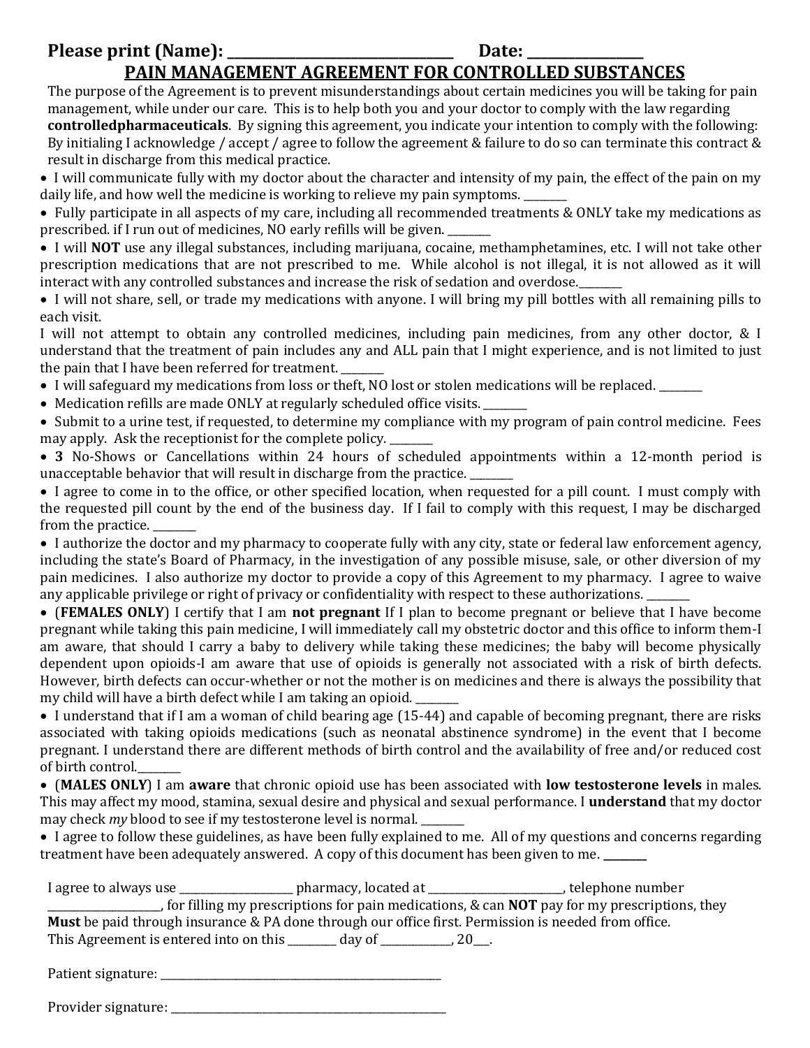Please print (Name): ________________________________ Date: ________________

# PAIN MANAGEMENT AGREEMENT FOR CONTROLLED SUBSTANCES

The purpose of the Agreement is to prevent misunderstandings about certain medicines you will be taking for pain management, while under our care. This is to help both you and your doctor to comply with the law regarding **controlledpharmaceuticals**. By signing this agreement, you indicate your intention to comply with the following: By initialing I acknowledge / accept / agree to follow the agreement & failure to do so can terminate this contract & result in discharge from this medical practice.

- I will communicate fully with my doctor about the character and intensity of my pain, the effect of the pain on my daily life, and how well the medicine is working to relieve my pain symptoms. ________
- Fully participate in all aspects of my care, including all recommended treatments & ONLY take my medications as prescribed. if I run out of medicines, NO early refills will be given. ________
- I will **NOT** use any illegal substances, including marijuana, cocaine, methamphetamines, etc. I will not take other prescription medications that are not prescribed to me. While alcohol is not illegal, it is not allowed as it will interact with any controlled substances and increase the risk of sedation and overdose.________
- I will not share, sell, or trade my medications with anyone. I will bring my pill bottles with all remaining pills to each visit.

I will not attempt to obtain any controlled medicines, including pain medicines, from any other doctor, & I understand that the treatment of pain includes any and ALL pain that I might experience, and is not limited to just the pain that I have been referred for treatment. ________

- I will safeguard my medications from loss or theft, NO lost or stolen medications will be replaced. ________
- Medication refills are made ONLY at regularly scheduled office visits. ________
- Submit to a urine test, if requested, to determine my compliance with my program of pain control medicine. Fees may apply. Ask the receptionist for the complete policy. ________
- **3** No-Shows or Cancellations within 24 hours of scheduled appointments within a 12-month period is unacceptable behavior that will result in discharge from the practice. ________
- I agree to come in to the office, or other specified location, when requested for a pill count. I must comply with the requested pill count by the end of the business day. If I fail to comply with this request, I may be discharged from the practice. ________
- I authorize the doctor and my pharmacy to cooperate fully with any city, state or federal law enforcement agency, including the state's Board of Pharmacy, in the investigation of any possible misuse, sale, or other diversion of my pain medicines. I also authorize my doctor to provide a copy of this Agreement to my pharmacy. I agree to waive any applicable privilege or right of privacy or confidentiality with respect to these authorizations. ________
- (**FEMALES ONLY**) I certify that I am **not pregnant** If I plan to become pregnant or believe that I have become pregnant while taking this pain medicine, I will immediately call my obstetric doctor and this office to inform them-I am aware, that should I carry a baby to delivery while taking these medicines; the baby will become physically dependent upon opioids-I am aware that use of opioids is generally not associated with a risk of birth defects. However, birth defects can occur-whether or not the mother is on medicines and there is always the possibility that my child will have a birth defect while I am taking an opioid. ________
- I understand that if I am a woman of child bearing age (15-44) and capable of becoming pregnant, there are risks associated with taking opioids medications (such as neonatal abstinence syndrome) in the event that I become pregnant. I understand there are different methods of birth control and the availability of free and/or reduced cost of birth control.________
- (**MALES ONLY**) I am **aware** that chronic opioid use has been associated with **low testosterone levels** in males. This may affect my mood, stamina, sexual desire and physical and sexual performance. I **understand** that my doctor may check *my* blood to see if my testosterone level is normal. ________
- I agree to follow these guidelines, as have been fully explained to me. All of my questions and concerns regarding treatment have been adequately answered. A copy of this document has been given to me. ________

I agree to always use ____________________ pharmacy, located at ________________________, telephone number ____________________, for filling my prescriptions for pain medications, & can **NOT** pay for my prescriptions, they **Must** be paid through insurance & PA done through our office first. Permission is needed from office.
This Agreement is entered into on this ________ day of ____________, 20___.

Patient signature: ________________________________________________

Provider signature: ________________________________________________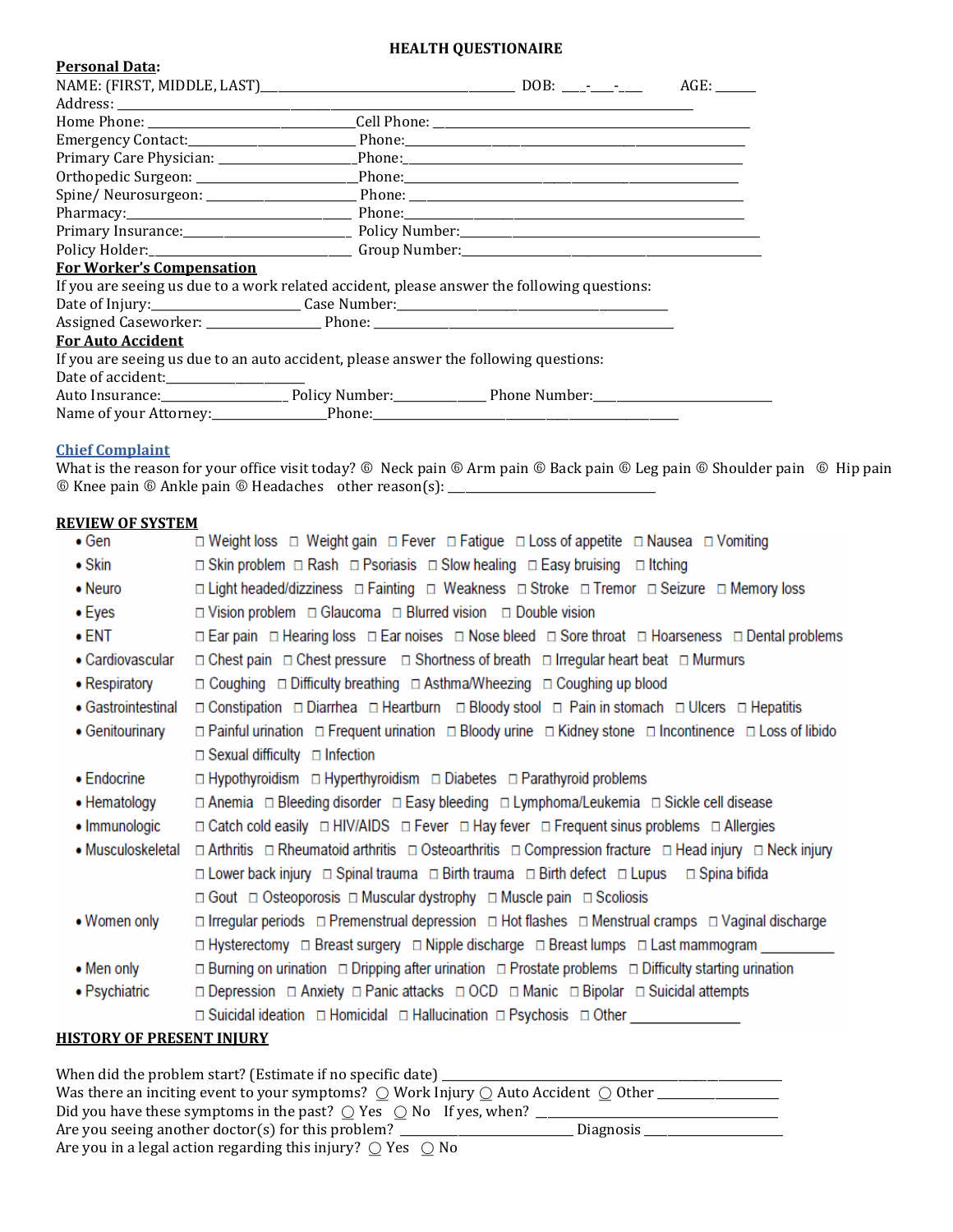# HEALTH QUESTIONAIRE

**Personal Data:**

NAME: (FIRST, MIDDLE, LAST)________________________________________ DOB: ___-___-___ AGE: ______

Address: ____________________________________________________________________________

Home Phone: ______________________________Cell Phone: ____________________________________________

Emergency Contact:_________________________ Phone:___________________________________________

Primary Care Physician: ______________________Phone:__________________________________________

Orthopedic Surgeon: ________________________Phone:_________________________________________

Spine/ Neurosurgeon: ________________________ Phone: ________________________________________

Pharmacy:_______________________________ Phone:____________________________________________

Primary Insurance:__________________________ Policy Number:__________________________________

Policy Holder:_____________________________ Group Number:___________________________________

**For Worker's Compensation**

If you are seeing us due to a work related accident, please answer the following questions:

Date of Injury:______________________ Case Number:__________________________________________

Assigned Caseworker: __________________ Phone: _____________________________________________

**For Auto Accident**

If you are seeing us due to an auto accident, please answer the following questions:

Date of accident:_____________________

Auto Insurance:___________________ Policy Number:______________ Phone Number:__________________________

Name of your Attorney:_________________Phone:_________________________________________

**Chief Complaint**

What is the reason for your office visit today? ◎ Neck pain ◎ Arm pain ◎ Back pain ◎ Leg pain ◎ Shoulder pain ◎ Hip pain ◎ Knee pain ◎ Ankle pain ◎ Headaches other reason(s): ______________________________

**REVIEW OF SYSTEM**

- Gen: □ Weight loss □ Weight gain □ Fever □ Fatigue □ Loss of appetite □ Nausea □ Vomiting
- Skin: □ Skin problem □ Rash □ Psoriasis □ Slow healing □ Easy bruising □ Itching
- Neuro: □ Light headed/dizziness □ Fainting □ Weakness □ Stroke □ Tremor □ Seizure □ Memory loss
- Eyes: □ Vision problem □ Glaucoma □ Blurred vision □ Double vision
- ENT: □ Ear pain □ Hearing loss □ Ear noises □ Nose bleed □ Sore throat □ Hoarseness □ Dental problems
- Cardiovascular: □ Chest pain □ Chest pressure □ Shortness of breath □ Irregular heart beat □ Murmurs
- Respiratory: □ Coughing □ Difficulty breathing □ Asthma/Wheezing □ Coughing up blood
- Gastrointestinal: □ Constipation □ Diarrhea □ Heartburn □ Bloody stool □ Pain in stomach □ Ulcers □ Hepatitis
- Genitourinary: □ Painful urination □ Frequent urination □ Bloody urine □ Kidney stone □ Incontinence □ Loss of libido □ Sexual difficulty □ Infection
- Endocrine: □ Hypothyroidism □ Hyperthyroidism □ Diabetes □ Parathyroid problems
- Hematology: □ Anemia □ Bleeding disorder □ Easy bleeding □ Lymphoma/Leukemia □ Sickle cell disease
- Immunologic: □ Catch cold easily □ HIV/AIDS □ Fever □ Hay fever □ Frequent sinus problems □ Allergies
- Musculoskeletal: □ Arthritis □ Rheumatoid arthritis □ Osteoarthritis □ Compression fracture □ Head injury □ Neck injury □ Lower back injury □ Spinal trauma □ Birth trauma □ Birth defect □ Lupus □ Spina bifida □ Gout □ Osteoporosis □ Muscular dystrophy □ Muscle pain □ Scoliosis
- Women only: □ Irregular periods □ Premenstrual depression □ Hot flashes □ Menstrual cramps □ Vaginal discharge □ Hysterectomy □ Breast surgery □ Nipple discharge □ Breast lumps □ Last mammogram __________
- Men only: □ Burning on urination □ Dripping after urination □ Prostate problems □ Difficulty starting urination
- Psychiatric: □ Depression □ Anxiety □ Panic attacks □ OCD □ Manic □ Bipolar □ Suicidal attempts □ Suicidal ideation □ Homicidal □ Hallucination □ Psychosis □ Other ______________

**HISTORY OF PRESENT INJURY**

When did the problem start? (Estimate if no specific date) ________________________________________________

Was there an inciting event to your symptoms? ○ Work Injury ○ Auto Accident ○ Other ___________________

Did you have these symptoms in the past? ○ Yes ○ No If yes, when? ____________________________________

Are you seeing another doctor(s) for this problem? ___________________________ Diagnosis ____________________

Are you in a legal action regarding this injury? ○ Yes ○ No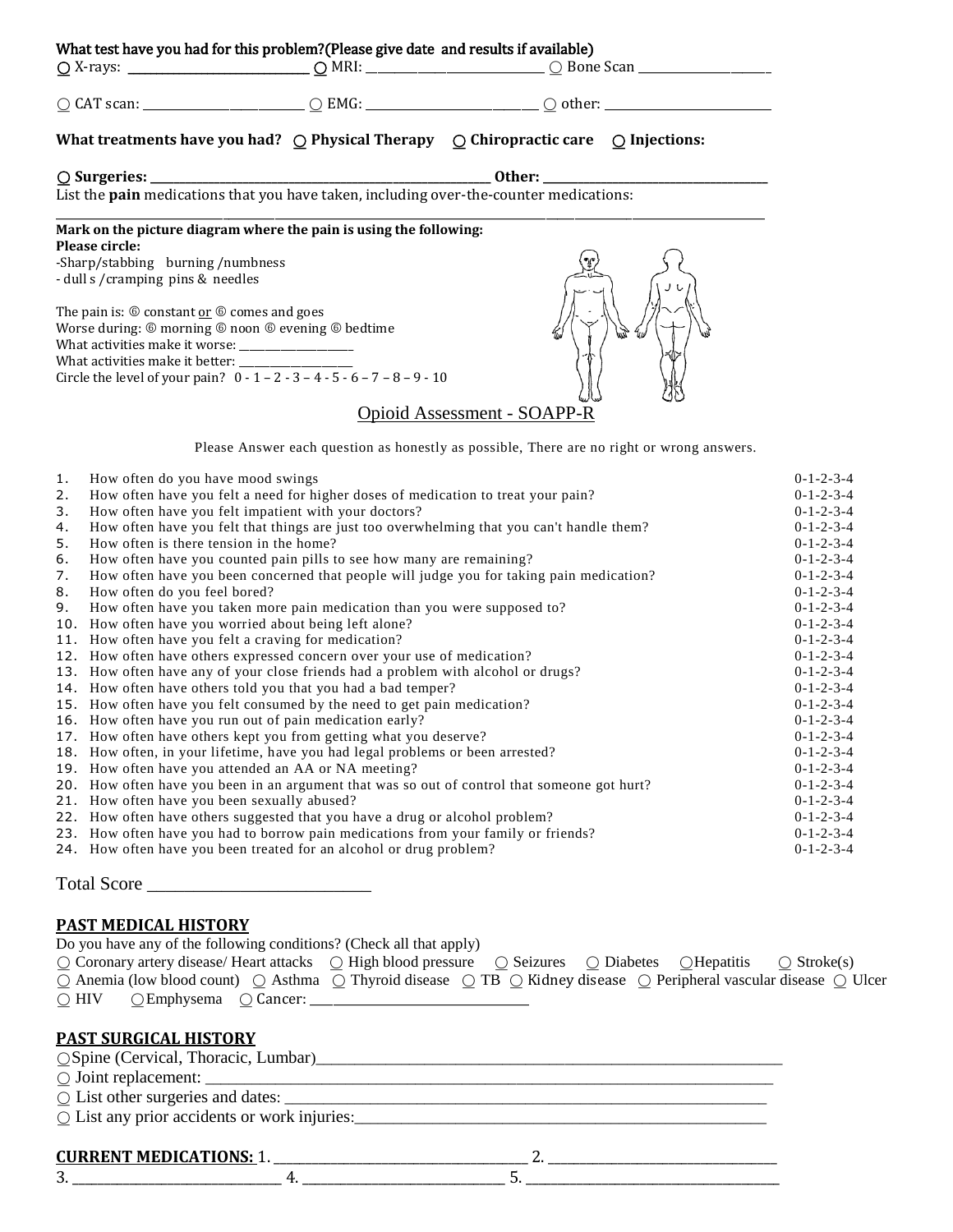**What test have you had for this problem?(Please give date and results if available)**

○ X-rays: ______________________ ○ MRI: ______________________ ○ Bone Scan ________________

○ CAT scan: ____________________ ○ EMG: ______________________ ○ other: ____________________

**What treatments have you had? ○ Physical Therapy ○ Chiropractic care ○ Injections:**

**○ Surgeries: ____________________________________________ Other: ______________________________**

List the **pain** medications that you have taken, including over-the-counter medications:

______________________________________________________________________________________________

**Mark on the picture diagram where the pain is using the following:**
**Please circle:**

-Sharp/stabbing burning /numbness
- dull s /cramping pins & needles

The pain is: ◎ constant or ◎ comes and goes
Worse during: ◎ morning ◎ noon ◎ evening ◎ bedtime
What activities make it worse: ______________
What activities make it better: ______________
Circle the level of your pain? 0 - 1 – 2 - 3 – 4 - 5 - 6 – 7 – 8 – 9 - 10

## Opioid Assessment - SOAPP-R

Please Answer each question as honestly as possible, There are no right or wrong answers.

| # | Question | Score |
|---|---|---|
| 1. | How often do you have mood swings | 0-1-2-3-4 |
| 2. | How often have you felt a need for higher doses of medication to treat your pain? | 0-1-2-3-4 |
| 3. | How often have you felt impatient with your doctors? | 0-1-2-3-4 |
| 4. | How often have you felt that things are just too overwhelming that you can't handle them? | 0-1-2-3-4 |
| 5. | How often is there tension in the home? | 0-1-2-3-4 |
| 6. | How often have you counted pain pills to see how many are remaining? | 0-1-2-3-4 |
| 7. | How often have you been concerned that people will judge you for taking pain medication? | 0-1-2-3-4 |
| 8. | How often do you feel bored? | 0-1-2-3-4 |
| 9. | How often have you taken more pain medication than you were supposed to? | 0-1-2-3-4 |
| 10. | How often have you worried about being left alone? | 0-1-2-3-4 |
| 11. | How often have you felt a craving for medication? | 0-1-2-3-4 |
| 12. | How often have others expressed concern over your use of medication? | 0-1-2-3-4 |
| 13. | How often have any of your close friends had a problem with alcohol or drugs? | 0-1-2-3-4 |
| 14. | How often have others told you that you had a bad temper? | 0-1-2-3-4 |
| 15. | How often have you felt consumed by the need to get pain medication? | 0-1-2-3-4 |
| 16. | How often have you run out of pain medication early? | 0-1-2-3-4 |
| 17. | How often have others kept you from getting what you deserve? | 0-1-2-3-4 |
| 18. | How often, in your lifetime, have you had legal problems or been arrested? | 0-1-2-3-4 |
| 19. | How often have you attended an AA or NA meeting? | 0-1-2-3-4 |
| 20. | How often have you been in an argument that was so out of control that someone got hurt? | 0-1-2-3-4 |
| 21. | How often have you been sexually abused? | 0-1-2-3-4 |
| 22. | How often have others suggested that you have a drug or alcohol problem? | 0-1-2-3-4 |
| 23. | How often have you had to borrow pain medications from your family or friends? | 0-1-2-3-4 |
| 24. | How often have you been treated for an alcohol or drug problem? | 0-1-2-3-4 |

Total Score ______________________

## PAST MEDICAL HISTORY

Do you have any of the following conditions? (Check all that apply)

○ Coronary artery disease/ Heart attacks ○ High blood pressure ○ Seizures ○ Diabetes ○ Hepatitis ○ Stroke(s)
○ Anemia (low blood count) ○ Asthma ○ Thyroid disease ○ TB ○ Kidney disease ○ Peripheral vascular disease ○ Ulcer
○ HIV ○ Emphysema ○ Cancer: ___________________________

## PAST SURGICAL HISTORY

○ Spine (Cervical, Thoracic, Lumbar)______________________________________________________
○ Joint replacement: _________________________________________________________________
○ List other surgeries and dates: _________________________________________________________
○ List any prior accidents or work injuries:__________________________________________________

**CURRENT MEDICATIONS:** 1. ______________________________ 2. ____________________________
3. __________________________ 4. __________________________ 5. ______________________________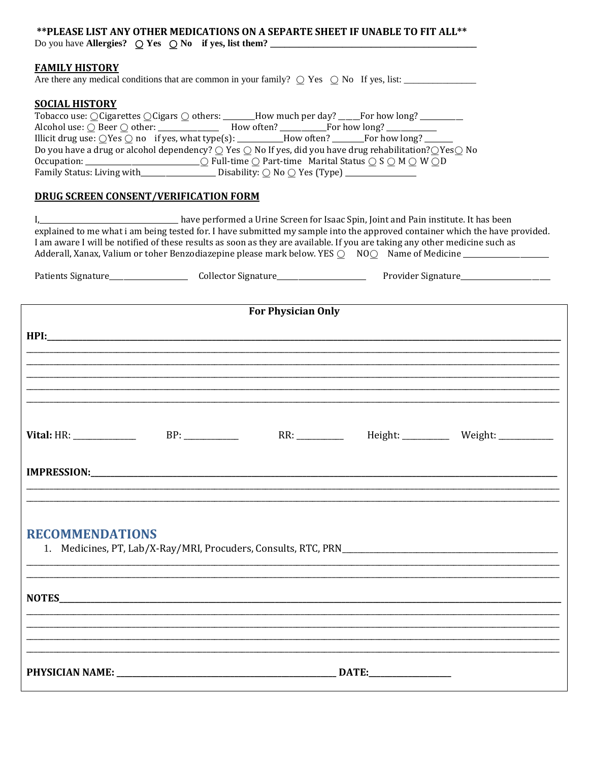**\*\*PLEASE LIST ANY OTHER MEDICATIONS ON A SEPARTE SHEET IF UNABLE TO FIT ALL\*\***

Do you have **Allergies?** ○ **Yes** ○ **No** **if yes, list them?** ______________________________

## FAMILY HISTORY

Are there any medical conditions that are common in your family? ○ Yes ○ No If yes, list: ______________

## SOCIAL HISTORY

Tobacco use: ○Cigarettes ○Cigars ○ others: _______How much per day? _____For how long? __________

Alcohol use: ○ Beer ○ other: ______________ How often? ___________For how long? ____________

Illicit drug use: ○Yes ○ no if yes, what type(s): ___________How often? _______For how long? _______

Do you have a drug or alcohol dependency? ○ Yes ○ No If yes, did you have drug rehabilitation?○Yes○ No

Occupation: ___________________________○ Full-time ○ Part-time Marital Status ○ S ○ M ○ W ○D

Family Status: Living with________________ Disability: ○ No ○ Yes (Type) ________________

## DRUG SCREEN CONSENT/VERIFICATION FORM

I,_______________________________ have performed a Urine Screen for Isaac Spin, Joint and Pain institute. It has been explained to me what i am being tested for. I have submitted my sample into the approved container which the have provided. I am aware I will be notified of these results as soon as they are available. If you are taking any other medicine such as Adderall, Xanax, Valium or toher Benzodiazepine please mark below. YES ○ NO○ Name of Medicine _________________

Patients Signature_________________ Collector Signature___________________ Provider Signature___________________

---

**For Physician Only**

**HPI:**______________________________________________________________________________

______________________________________________________________________________

______________________________________________________________________________

______________________________________________________________________________

______________________________________________________________________________

______________________________________________________________________________

**Vital:** HR: ____________ BP: ___________ RR: _________ Height: _________ Weight: ___________

**IMPRESSION:**______________________________________________________________________

______________________________________________________________________________

______________________________________________________________________________

## RECOMMENDATIONS

1. Medicines, PT, Lab/X-Ray/MRI, Procuders, Consults, RTC, PRN_______________________________

______________________________________________________________________________

______________________________________________________________________________

**NOTES**______________________________________________________________________________

______________________________________________________________________________

______________________________________________________________________________

______________________________________________________________________________

______________________________________________________________________________

**PHYSICIAN NAME:** ________________________________________ **DATE:**________________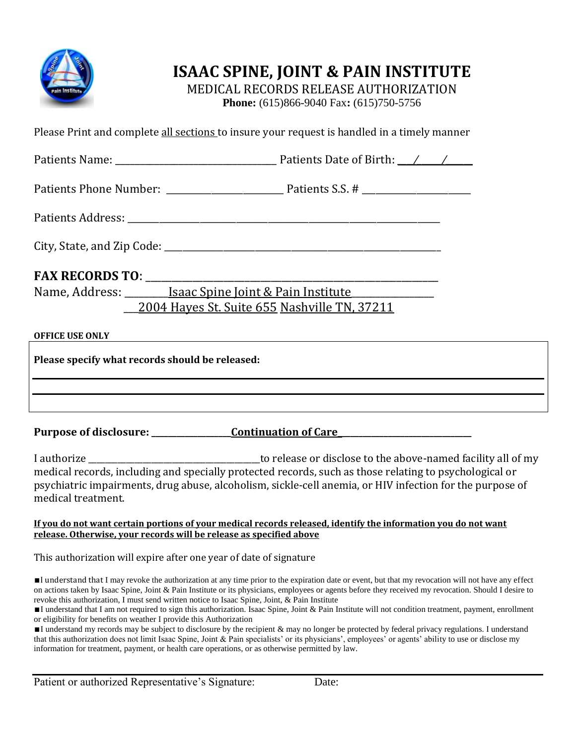# ISAAC SPINE, JOINT & PAIN INSTITUTE

MEDICAL RECORDS RELEASE AUTHORIZATION

**Phone:** (615)866-9040 Fax**:** (615)750-5756

Please Print and complete all sections to insure your request is handled in a timely manner

Patients Name: ________________________________ Patients Date of Birth: ___/_____/______

Patients Phone Number: _______________________ Patients S.S. # _____________________

Patients Address: ____________________________________________________________

City, State, and Zip Code: _____________________________________________________

**FAX RECORDS TO**: ___________________________________________________________

Name, Address: ________Isaac Spine Joint & Pain Institute________________

___2004 Hayes St. Suite 655 Nashville TN, 37211

**OFFICE USE ONLY**

**Please specify what records should be released:**

________________________________________________________________________________

________________________________________________________________________________

**Purpose of disclosure: _________________Continuation of Care____________________________**

I authorize ______________________________________to release or disclose to the above-named facility all of my medical records, including and specially protected records, such as those relating to psychological or psychiatric impairments, drug abuse, alcoholism, sickle-cell anemia, or HIV infection for the purpose of medical treatment.

**If you do not want certain portions of your medical records released, identify the information you do not want release. Otherwise, your records will be release as specified above**

This authorization will expire after one year of date of signature

- I understand that I may revoke the authorization at any time prior to the expiration date or event, but that my revocation will not have any effect on actions taken by Isaac Spine, Joint & Pain Institute or its physicians, employees or agents before they received my revocation. Should I desire to revoke this authorization, I must send written notice to Isaac Spine, Joint, & Pain Institute
- I understand that I am not required to sign this authorization. Isaac Spine, Joint & Pain Institute will not condition treatment, payment, enrollment or eligibility for benefits on weather I provide this Authorization
- I understand my records may be subject to disclosure by the recipient & may no longer be protected by federal privacy regulations. I understand that this authorization does not limit Isaac Spine, Joint & Pain specialists' or its physicians', employees' or agents' ability to use or disclose my information for treatment, payment, or health care operations, or as otherwise permitted by law.

________________________________________________________________________________

Patient or authorized Representative's Signature: Date: